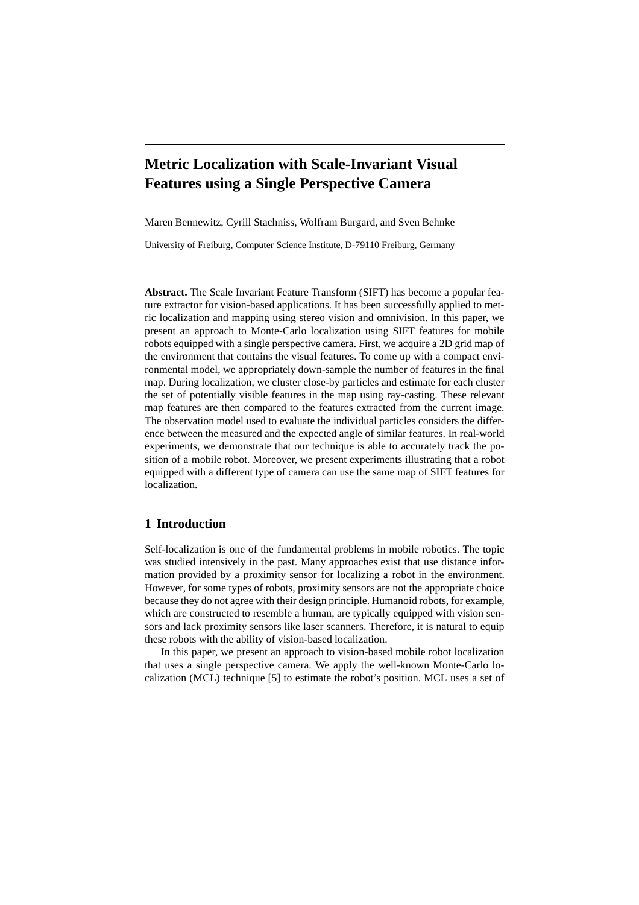# Metric Localization with Scale-Invariant Visual Features using a Single Perspective Camera

Maren Bennewitz, Cyrill Stachniss, Wolfram Burgard, and Sven Behnke

University of Freiburg, Computer Science Institute, D-79110 Freiburg, Germany

**Abstract.** The Scale Invariant Feature Transform (SIFT) has become a popular feature extractor for vision-based applications. It has been successfully applied to metric localization and mapping using stereo vision and omnivision. In this paper, we present an approach to Monte-Carlo localization using SIFT features for mobile robots equipped with a single perspective camera. First, we acquire a 2D grid map of the environment that contains the visual features. To come up with a compact environmental model, we appropriately down-sample the number of features in the final map. During localization, we cluster close-by particles and estimate for each cluster the set of potentially visible features in the map using ray-casting. These relevant map features are then compared to the features extracted from the current image. The observation model used to evaluate the individual particles considers the difference between the measured and the expected angle of similar features. In real-world experiments, we demonstrate that our technique is able to accurately track the position of a mobile robot. Moreover, we present experiments illustrating that a robot equipped with a different type of camera can use the same map of SIFT features for localization.

## 1 Introduction

Self-localization is one of the fundamental problems in mobile robotics. The topic was studied intensively in the past. Many approaches exist that use distance information provided by a proximity sensor for localizing a robot in the environment. However, for some types of robots, proximity sensors are not the appropriate choice because they do not agree with their design principle. Humanoid robots, for example, which are constructed to resemble a human, are typically equipped with vision sensors and lack proximity sensors like laser scanners. Therefore, it is natural to equip these robots with the ability of vision-based localization.

In this paper, we present an approach to vision-based mobile robot localization that uses a single perspective camera. We apply the well-known Monte-Carlo localization (MCL) technique [5] to estimate the robot's position. MCL uses a set of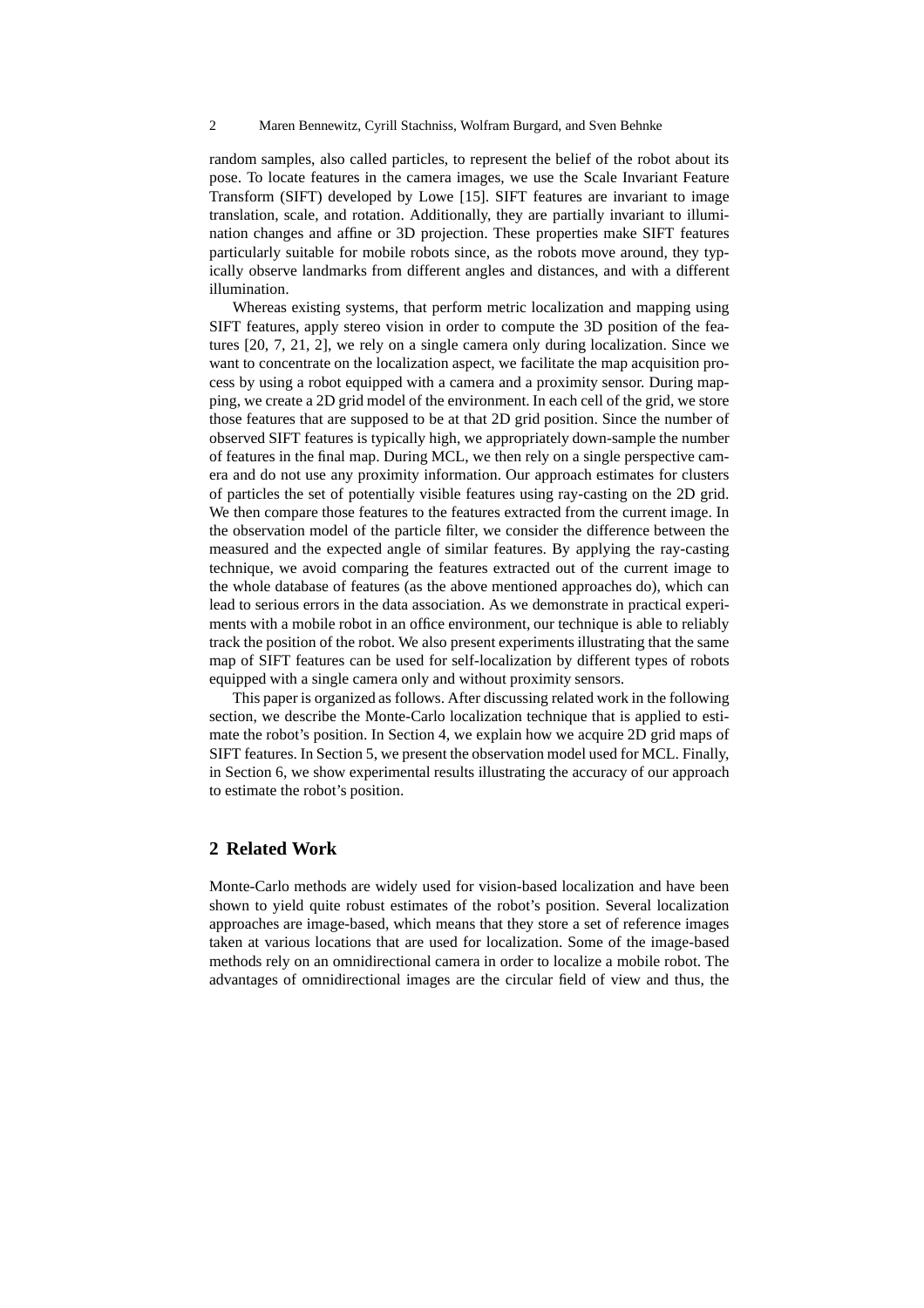random samples, also called particles, to represent the belief of the robot about its pose. To locate features in the camera images, we use the Scale Invariant Feature Transform (SIFT) developed by Lowe [15]. SIFT features are invariant to image translation, scale, and rotation. Additionally, they are partially invariant to illumination changes and affine or 3D projection. These properties make SIFT features particularly suitable for mobile robots since, as the robots move around, they typically observe landmarks from different angles and distances, and with a different illumination.

Whereas existing systems, that perform metric localization and mapping using SIFT features, apply stereo vision in order to compute the 3D position of the features [20, 7, 21, 2], we rely on a single camera only during localization. Since we want to concentrate on the localization aspect, we facilitate the map acquisition process by using a robot equipped with a camera and a proximity sensor. During mapping, we create a 2D grid model of the environment. In each cell of the grid, we store those features that are supposed to be at that 2D grid position. Since the number of observed SIFT features is typically high, we appropriately down-sample the number of features in the final map. During MCL, we then rely on a single perspective camera and do not use any proximity information. Our approach estimates for clusters of particles the set of potentially visible features using ray-casting on the 2D grid. We then compare those features to the features extracted from the current image. In the observation model of the particle filter, we consider the difference between the measured and the expected angle of similar features. By applying the ray-casting technique, we avoid comparing the features extracted out of the current image to the whole database of features (as the above mentioned approaches do), which can lead to serious errors in the data association. As we demonstrate in practical experiments with a mobile robot in an office environment, our technique is able to reliably track the position of the robot. We also present experiments illustrating that the same map of SIFT features can be used for self-localization by different types of robots equipped with a single camera only and without proximity sensors.

This paper is organized as follows. After discussing related work in the following section, we describe the Monte-Carlo localization technique that is applied to estimate the robot's position. In Section 4, we explain how we acquire 2D grid maps of SIFT features. In Section 5, we present the observation model used for MCL. Finally, in Section 6, we show experimental results illustrating the accuracy of our approach to estimate the robot's position.

## 2 Related Work

Monte-Carlo methods are widely used for vision-based localization and have been shown to yield quite robust estimates of the robot's position. Several localization approaches are image-based, which means that they store a set of reference images taken at various locations that are used for localization. Some of the image-based methods rely on an omnidirectional camera in order to localize a mobile robot. The advantages of omnidirectional images are the circular field of view and thus, the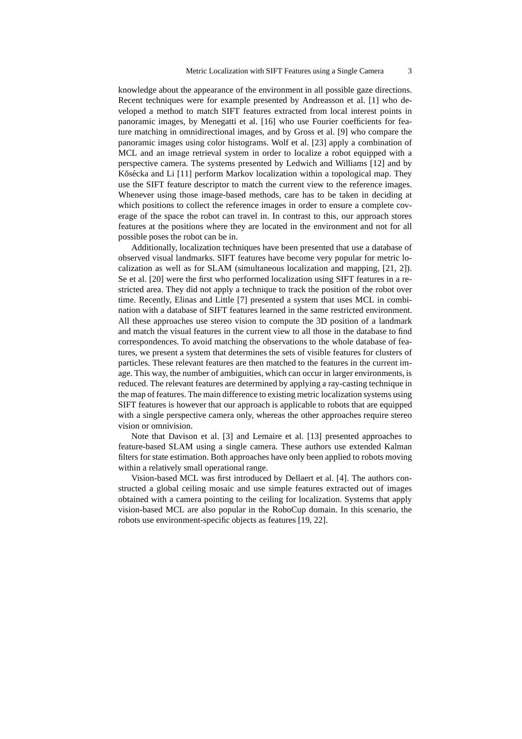knowledge about the appearance of the environment in all possible gaze directions. Recent techniques were for example presented by Andreasson et al. [1] who developed a method to match SIFT features extracted from local interest points in panoramic images, by Menegatti et al. [16] who use Fourier coefficients for feature matching in omnidirectional images, and by Gross et al. [9] who compare the panoramic images using color histograms. Wolf et al. [23] apply a combination of MCL and an image retrieval system in order to localize a robot equipped with a perspective camera. The systems presented by Ledwich and Williams [12] and by Kŏsécka and Li [11] perform Markov localization within a topological map. They use the SIFT feature descriptor to match the current view to the reference images. Whenever using those image-based methods, care has to be taken in deciding at which positions to collect the reference images in order to ensure a complete coverage of the space the robot can travel in. In contrast to this, our approach stores features at the positions where they are located in the environment and not for all possible poses the robot can be in.

Additionally, localization techniques have been presented that use a database of observed visual landmarks. SIFT features have become very popular for metric localization as well as for SLAM (simultaneous localization and mapping, [21, 2]). Se et al. [20] were the first who performed localization using SIFT features in a restricted area. They did not apply a technique to track the position of the robot over time. Recently, Elinas and Little [7] presented a system that uses MCL in combination with a database of SIFT features learned in the same restricted environment. All these approaches use stereo vision to compute the 3D position of a landmark and match the visual features in the current view to all those in the database to find correspondences. To avoid matching the observations to the whole database of features, we present a system that determines the sets of visible features for clusters of particles. These relevant features are then matched to the features in the current image. This way, the number of ambiguities, which can occur in larger environments, is reduced. The relevant features are determined by applying a ray-casting technique in the map of features. The main difference to existing metric localization systems using SIFT features is however that our approach is applicable to robots that are equipped with a single perspective camera only, whereas the other approaches require stereo vision or omnivision.

Note that Davison et al. [3] and Lemaire et al. [13] presented approaches to feature-based SLAM using a single camera. These authors use extended Kalman filters for state estimation. Both approaches have only been applied to robots moving within a relatively small operational range.

Vision-based MCL was first introduced by Dellaert et al. [4]. The authors constructed a global ceiling mosaic and use simple features extracted out of images obtained with a camera pointing to the ceiling for localization. Systems that apply vision-based MCL are also popular in the RoboCup domain. In this scenario, the robots use environment-specific objects as features [19, 22].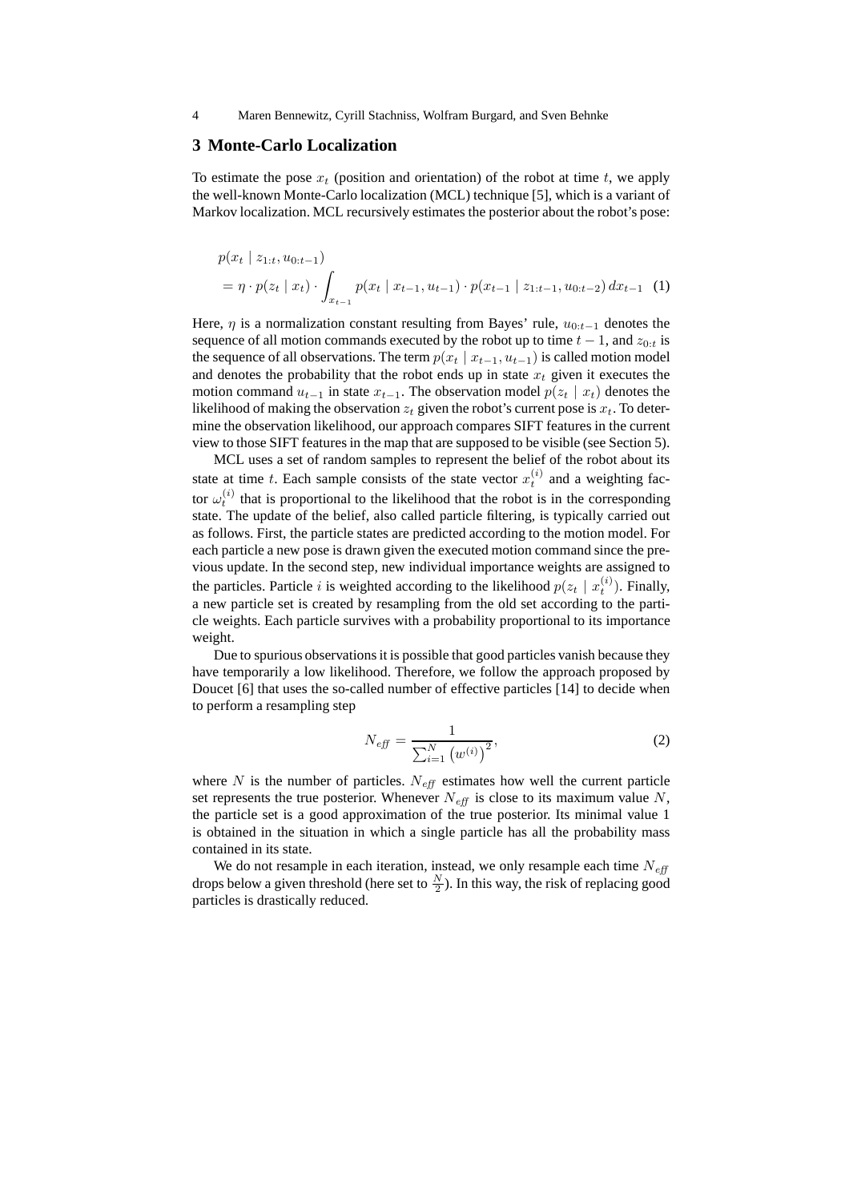## 3 Monte-Carlo Localization

To estimate the pose $x_t$ (position and orientation) of the robot at time $t$, we apply the well-known Monte-Carlo localization (MCL) technique [5], which is a variant of Markov localization. MCL recursively estimates the posterior about the robot's pose:

$$
\begin{aligned}
& p(x_t \mid z_{1:t}, u_{0:t-1}) \\
& = \eta \cdot p(z_t \mid x_t) \cdot \int_{x_{t-1}} p(x_t \mid x_{t-1}, u_{t-1}) \cdot p(x_{t-1} \mid z_{1:t-1}, u_{0:t-2}) \, dx_{t-1} \quad (1)
\end{aligned}
$$

Here, $\eta$ is a normalization constant resulting from Bayes' rule, $u_{0:t-1}$ denotes the sequence of all motion commands executed by the robot up to time $t-1$, and $z_{0:t}$ is the sequence of all observations. The term $p(x_t \mid x_{t-1}, u_{t-1})$ is called motion model and denotes the probability that the robot ends up in state $x_t$ given it executes the motion command $u_{t-1}$ in state $x_{t-1}$. The observation model $p(z_t \mid x_t)$ denotes the likelihood of making the observation $z_t$ given the robot's current pose is $x_t$. To determine the observation likelihood, our approach compares SIFT features in the current view to those SIFT features in the map that are supposed to be visible (see Section 5).

MCL uses a set of random samples to represent the belief of the robot about its state at time $t$. Each sample consists of the state vector $x_t^{(i)}$ and a weighting factor $\omega_t^{(i)}$ that is proportional to the likelihood that the robot is in the corresponding state. The update of the belief, also called particle filtering, is typically carried out as follows. First, the particle states are predicted according to the motion model. For each particle a new pose is drawn given the executed motion command since the previous update. In the second step, new individual importance weights are assigned to the particles. Particle $i$ is weighted according to the likelihood $p(z_t \mid x_t^{(i)})$. Finally, a new particle set is created by resampling from the old set according to the particle weights. Each particle survives with a probability proportional to its importance weight.

Due to spurious observations it is possible that good particles vanish because they have temporarily a low likelihood. Therefore, we follow the approach proposed by Doucet [6] that uses the so-called number of effective particles [14] to decide when to perform a resampling step

$$
N_{\mathit{eff}} = \frac{1}{\sum_{i=1}^{N} \left(w^{(i)}\right)^2}, \tag{2}
$$

where $N$ is the number of particles. $N_{\mathit{eff}}$ estimates how well the current particle set represents the true posterior. Whenever $N_{\mathit{eff}}$ is close to its maximum value $N$, the particle set is a good approximation of the true posterior. Its minimal value 1 is obtained in the situation in which a single particle has all the probability mass contained in its state.

We do not resample in each iteration, instead, we only resample each time $N_{\mathit{eff}}$ drops below a given threshold (here set to $\frac{N}{2}$). In this way, the risk of replacing good particles is drastically reduced.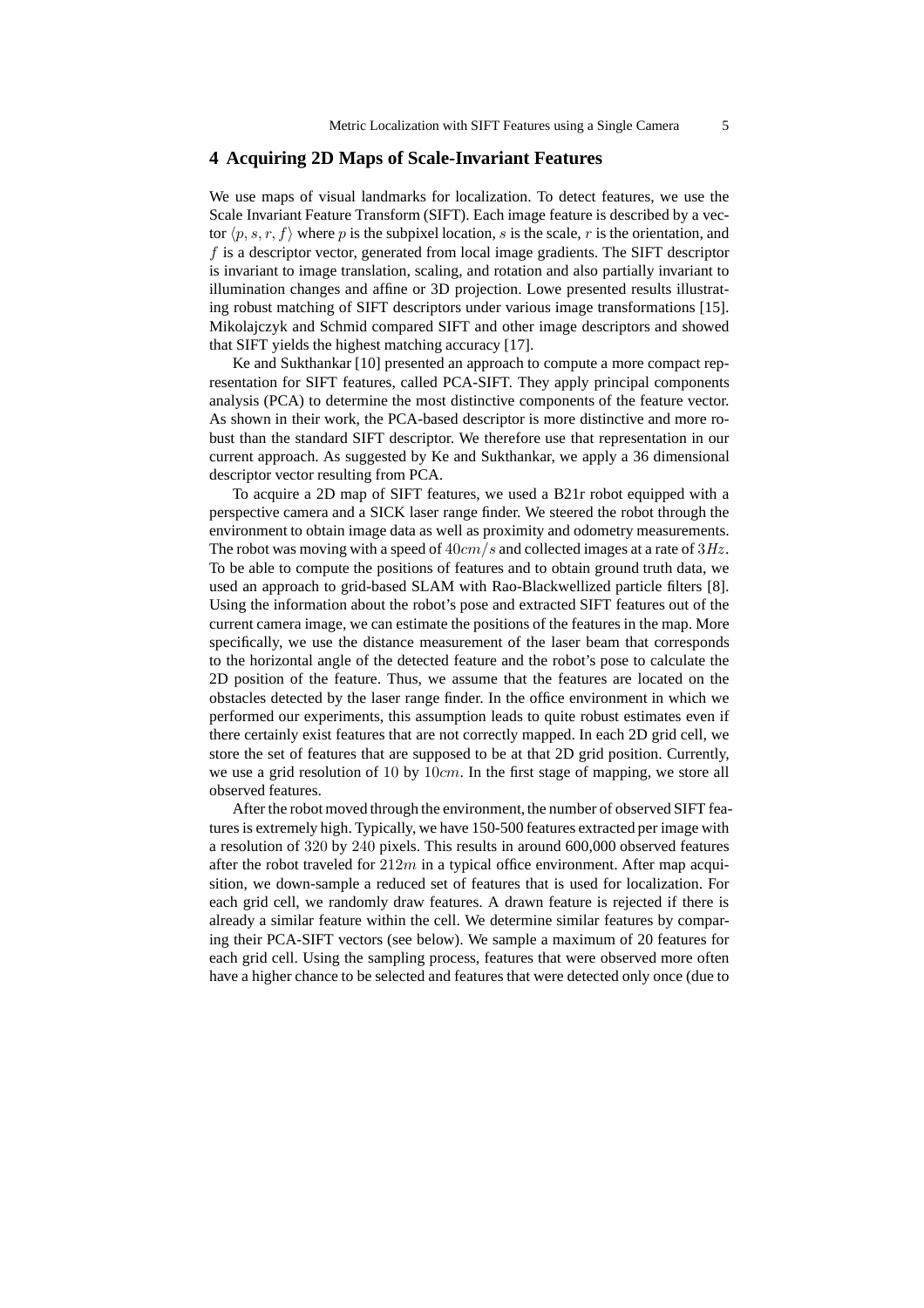## 4 Acquiring 2D Maps of Scale-Invariant Features

We use maps of visual landmarks for localization. To detect features, we use the Scale Invariant Feature Transform (SIFT). Each image feature is described by a vector $\langle p, s, r, f \rangle$ where $p$ is the subpixel location, $s$ is the scale, $r$ is the orientation, and $f$ is a descriptor vector, generated from local image gradients. The SIFT descriptor is invariant to image translation, scaling, and rotation and also partially invariant to illumination changes and affine or 3D projection. Lowe presented results illustrating robust matching of SIFT descriptors under various image transformations [15]. Mikolajczyk and Schmid compared SIFT and other image descriptors and showed that SIFT yields the highest matching accuracy [17].

Ke and Sukthankar [10] presented an approach to compute a more compact representation for SIFT features, called PCA-SIFT. They apply principal components analysis (PCA) to determine the most distinctive components of the feature vector. As shown in their work, the PCA-based descriptor is more distinctive and more robust than the standard SIFT descriptor. We therefore use that representation in our current approach. As suggested by Ke and Sukthankar, we apply a 36 dimensional descriptor vector resulting from PCA.

To acquire a 2D map of SIFT features, we used a B21r robot equipped with a perspective camera and a SICK laser range finder. We steered the robot through the environment to obtain image data as well as proximity and odometry measurements. The robot was moving with a speed of $40cm/s$ and collected images at a rate of $3Hz$. To be able to compute the positions of features and to obtain ground truth data, we used an approach to grid-based SLAM with Rao-Blackwellized particle filters [8]. Using the information about the robot's pose and extracted SIFT features out of the current camera image, we can estimate the positions of the features in the map. More specifically, we use the distance measurement of the laser beam that corresponds to the horizontal angle of the detected feature and the robot's pose to calculate the 2D position of the feature. Thus, we assume that the features are located on the obstacles detected by the laser range finder. In the office environment in which we performed our experiments, this assumption leads to quite robust estimates even if there certainly exist features that are not correctly mapped. In each 2D grid cell, we store the set of features that are supposed to be at that 2D grid position. Currently, we use a grid resolution of $10$ by $10cm$. In the first stage of mapping, we store all observed features.

After the robot moved through the environment, the number of observed SIFT features is extremely high. Typically, we have 150-500 features extracted per image with a resolution of $320$ by $240$ pixels. This results in around 600,000 observed features after the robot traveled for $212m$ in a typical office environment. After map acquisition, we down-sample a reduced set of features that is used for localization. For each grid cell, we randomly draw features. A drawn feature is rejected if there is already a similar feature within the cell. We determine similar features by comparing their PCA-SIFT vectors (see below). We sample a maximum of 20 features for each grid cell. Using the sampling process, features that were observed more often have a higher chance to be selected and features that were detected only once (due to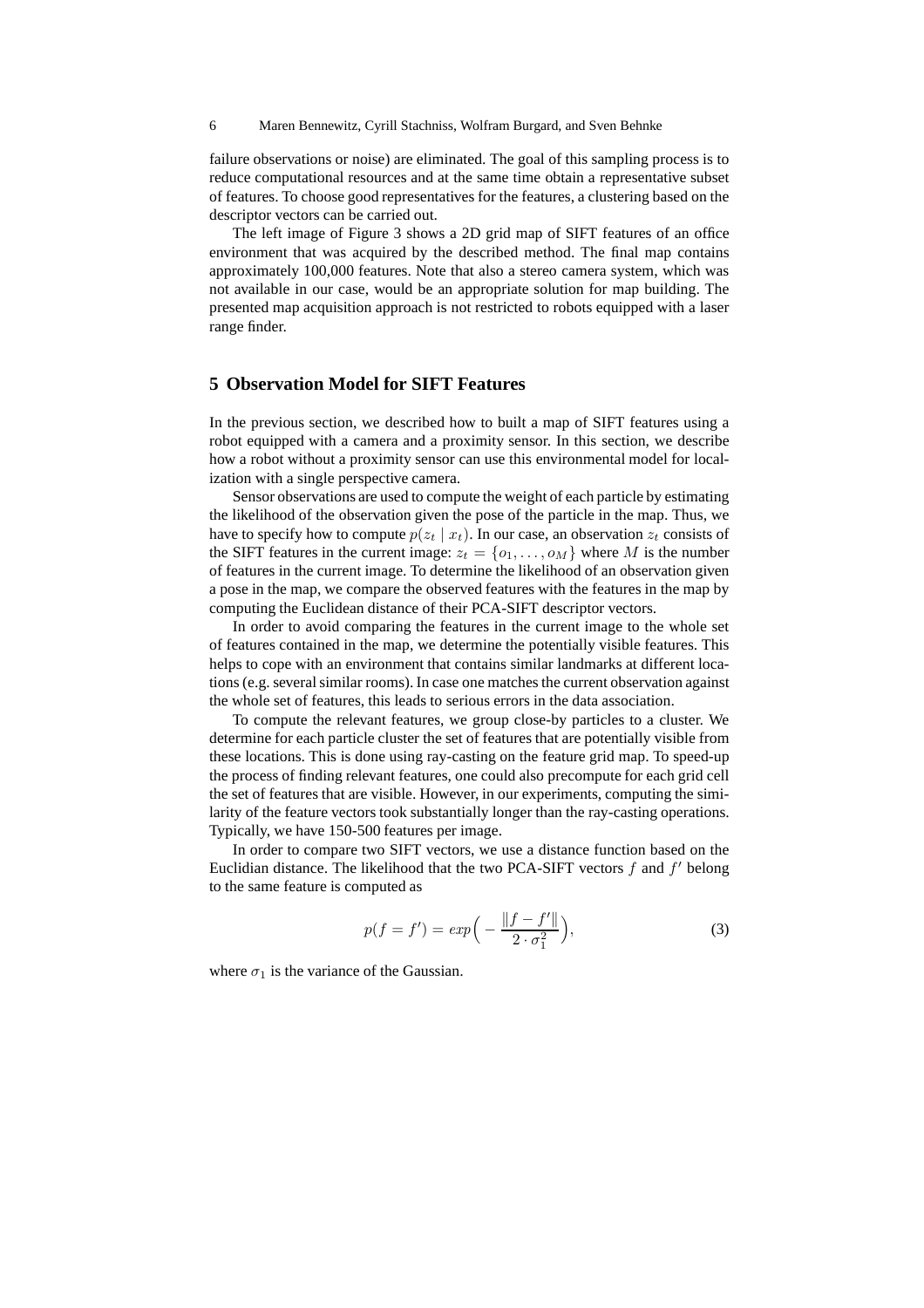failure observations or noise) are eliminated. The goal of this sampling process is to reduce computational resources and at the same time obtain a representative subset of features. To choose good representatives for the features, a clustering based on the descriptor vectors can be carried out.

The left image of Figure 3 shows a 2D grid map of SIFT features of an office environment that was acquired by the described method. The final map contains approximately 100,000 features. Note that also a stereo camera system, which was not available in our case, would be an appropriate solution for map building. The presented map acquisition approach is not restricted to robots equipped with a laser range finder.

## 5 Observation Model for SIFT Features

In the previous section, we described how to built a map of SIFT features using a robot equipped with a camera and a proximity sensor. In this section, we describe how a robot without a proximity sensor can use this environmental model for localization with a single perspective camera.

Sensor observations are used to compute the weight of each particle by estimating the likelihood of the observation given the pose of the particle in the map. Thus, we have to specify how to compute $p(z_t \mid x_t)$. In our case, an observation $z_t$ consists of the SIFT features in the current image: $z_t = \{o_1, \ldots, o_M\}$ where $M$ is the number of features in the current image. To determine the likelihood of an observation given a pose in the map, we compare the observed features with the features in the map by computing the Euclidean distance of their PCA-SIFT descriptor vectors.

In order to avoid comparing the features in the current image to the whole set of features contained in the map, we determine the potentially visible features. This helps to cope with an environment that contains similar landmarks at different locations (e.g. several similar rooms). In case one matches the current observation against the whole set of features, this leads to serious errors in the data association.

To compute the relevant features, we group close-by particles to a cluster. We determine for each particle cluster the set of features that are potentially visible from these locations. This is done using ray-casting on the feature grid map. To speed-up the process of finding relevant features, one could also precompute for each grid cell the set of features that are visible. However, in our experiments, computing the similarity of the feature vectors took substantially longer than the ray-casting operations. Typically, we have 150-500 features per image.

In order to compare two SIFT vectors, we use a distance function based on the Euclidian distance. The likelihood that the two PCA-SIFT vectors $f$ and $f'$ belong to the same feature is computed as

$$p(f = f') = exp\Big(-\frac{\|f - f'\|}{2 \cdot \sigma_1^2}\Big), \tag{3}$$

where $\sigma_1$ is the variance of the Gaussian.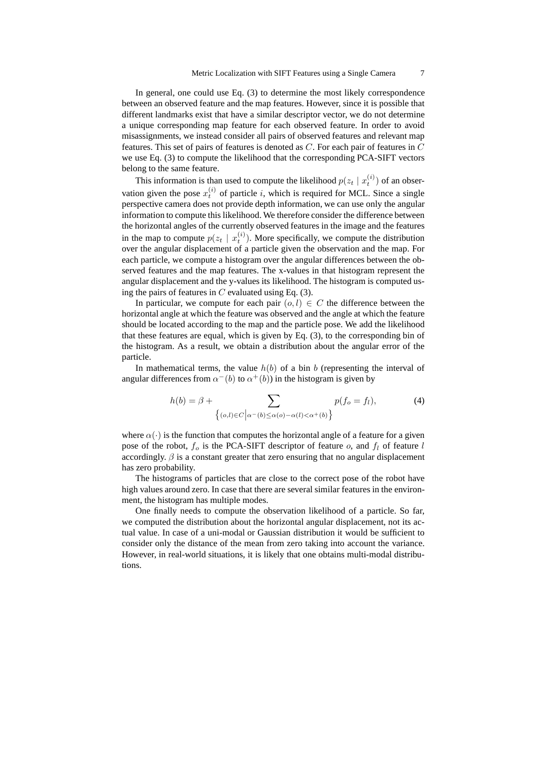In general, one could use Eq. (3) to determine the most likely correspondence between an observed feature and the map features. However, since it is possible that different landmarks exist that have a similar descriptor vector, we do not determine a unique corresponding map feature for each observed feature. In order to avoid misassignments, we instead consider all pairs of observed features and relevant map features. This set of pairs of features is denoted as $C$. For each pair of features in $C$ we use Eq. (3) to compute the likelihood that the corresponding PCA-SIFT vectors belong to the same feature.

This information is than used to compute the likelihood $p(z_t \mid x_t^{(i)})$ of an observation given the pose $x_t^{(i)}$ of particle $i$, which is required for MCL. Since a single perspective camera does not provide depth information, we can use only the angular information to compute this likelihood. We therefore consider the difference between the horizontal angles of the currently observed features in the image and the features in the map to compute $p(z_t \mid x_t^{(i)})$. More specifically, we compute the distribution over the angular displacement of a particle given the observation and the map. For each particle, we compute a histogram over the angular differences between the observed features and the map features. The x-values in that histogram represent the angular displacement and the y-values its likelihood. The histogram is computed using the pairs of features in $C$ evaluated using Eq. (3).

In particular, we compute for each pair $(o, l) \in C$ the difference between the horizontal angle at which the feature was observed and the angle at which the feature should be located according to the map and the particle pose. We add the likelihood that these features are equal, which is given by Eq. (3), to the corresponding bin of the histogram. As a result, we obtain a distribution about the angular error of the particle.

In mathematical terms, the value $h(b)$ of a bin $b$ (representing the interval of angular differences from $\alpha^-(b)$ to $\alpha^+(b)$) in the histogram is given by

$$h(b) = \beta + \sum_{\left\{(o,l) \in C \,\middle|\, \alpha^-(b) \leq \alpha(o) - \alpha(l) < \alpha^+(b)\right\}} p(f_o = f_l), \tag{4}$$

where $\alpha(\cdot)$ is the function that computes the horizontal angle of a feature for a given pose of the robot, $f_o$ is the PCA-SIFT descriptor of feature $o$, and $f_l$ of feature $l$ accordingly. $\beta$ is a constant greater that zero ensuring that no angular displacement has zero probability.

The histograms of particles that are close to the correct pose of the robot have high values around zero. In case that there are several similar features in the environment, the histogram has multiple modes.

One finally needs to compute the observation likelihood of a particle. So far, we computed the distribution about the horizontal angular displacement, not its actual value. In case of a uni-modal or Gaussian distribution it would be sufficient to consider only the distance of the mean from zero taking into account the variance. However, in real-world situations, it is likely that one obtains multi-modal distributions.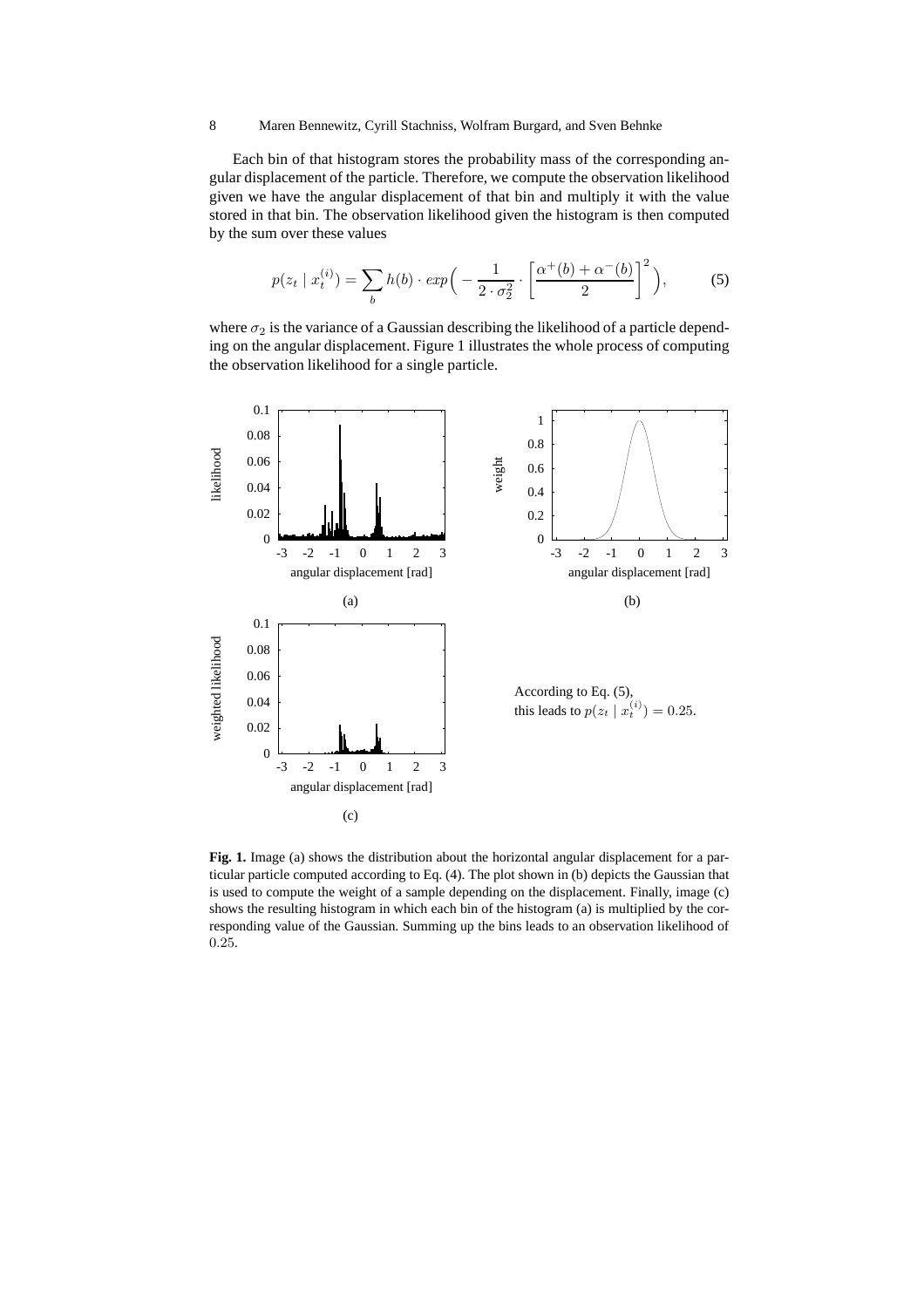Each bin of that histogram stores the probability mass of the corresponding angular displacement of the particle. Therefore, we compute the observation likelihood given we have the angular displacement of that bin and multiply it with the value stored in that bin. The observation likelihood given the histogram is then computed by the sum over these values

$$p(z_t \mid x_t^{(i)}) = \sum_b h(b) \cdot exp\Big( - \frac{1}{2 \cdot \sigma_2^2} \cdot \left[ \frac{\alpha^+(b) + \alpha^-(b)}{2} \right]^2 \Big), \tag{5}$$

where $\sigma_2$ is the variance of a Gaussian describing the likelihood of a particle depending on the angular displacement. Figure 1 illustrates the whole process of computing the observation likelihood for a single particle.

According to Eq. (5), this leads to $p(z_t \mid x_t^{(i)}) = 0.25$.

**Fig. 1.** Image (a) shows the distribution about the horizontal angular displacement for a particular particle computed according to Eq. (4). The plot shown in (b) depicts the Gaussian that is used to compute the weight of a sample depending on the displacement. Finally, image (c) shows the resulting histogram in which each bin of the histogram (a) is multiplied by the corresponding value of the Gaussian. Summing up the bins leads to an observation likelihood of $0.25$.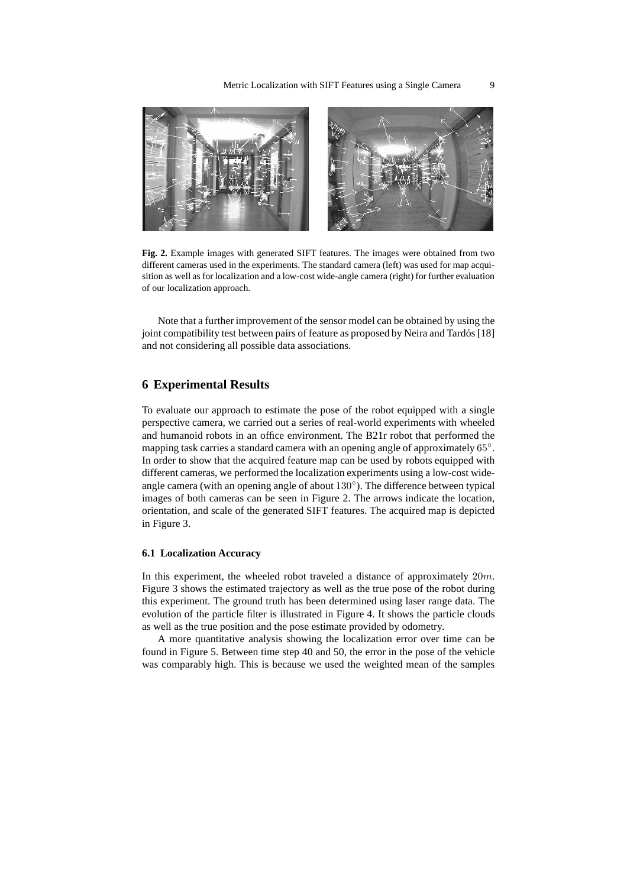**Fig. 2.** Example images with generated SIFT features. The images were obtained from two different cameras used in the experiments. The standard camera (left) was used for map acquisition as well as for localization and a low-cost wide-angle camera (right) for further evaluation of our localization approach.

Note that a further improvement of the sensor model can be obtained by using the joint compatibility test between pairs of feature as proposed by Neira and Tardós [18] and not considering all possible data associations.

## 6 Experimental Results

To evaluate our approach to estimate the pose of the robot equipped with a single perspective camera, we carried out a series of real-world experiments with wheeled and humanoid robots in an office environment. The B21r robot that performed the mapping task carries a standard camera with an opening angle of approximately $65^{\circ}$. In order to show that the acquired feature map can be used by robots equipped with different cameras, we performed the localization experiments using a low-cost wide-angle camera (with an opening angle of about $130^{\circ}$). The difference between typical images of both cameras can be seen in Figure 2. The arrows indicate the location, orientation, and scale of the generated SIFT features. The acquired map is depicted in Figure 3.

### 6.1 Localization Accuracy

In this experiment, the wheeled robot traveled a distance of approximately $20m$. Figure 3 shows the estimated trajectory as well as the true pose of the robot during this experiment. The ground truth has been determined using laser range data. The evolution of the particle filter is illustrated in Figure 4. It shows the particle clouds as well as the true position and the pose estimate provided by odometry.

A more quantitative analysis showing the localization error over time can be found in Figure 5. Between time step 40 and 50, the error in the pose of the vehicle was comparably high. This is because we used the weighted mean of the samples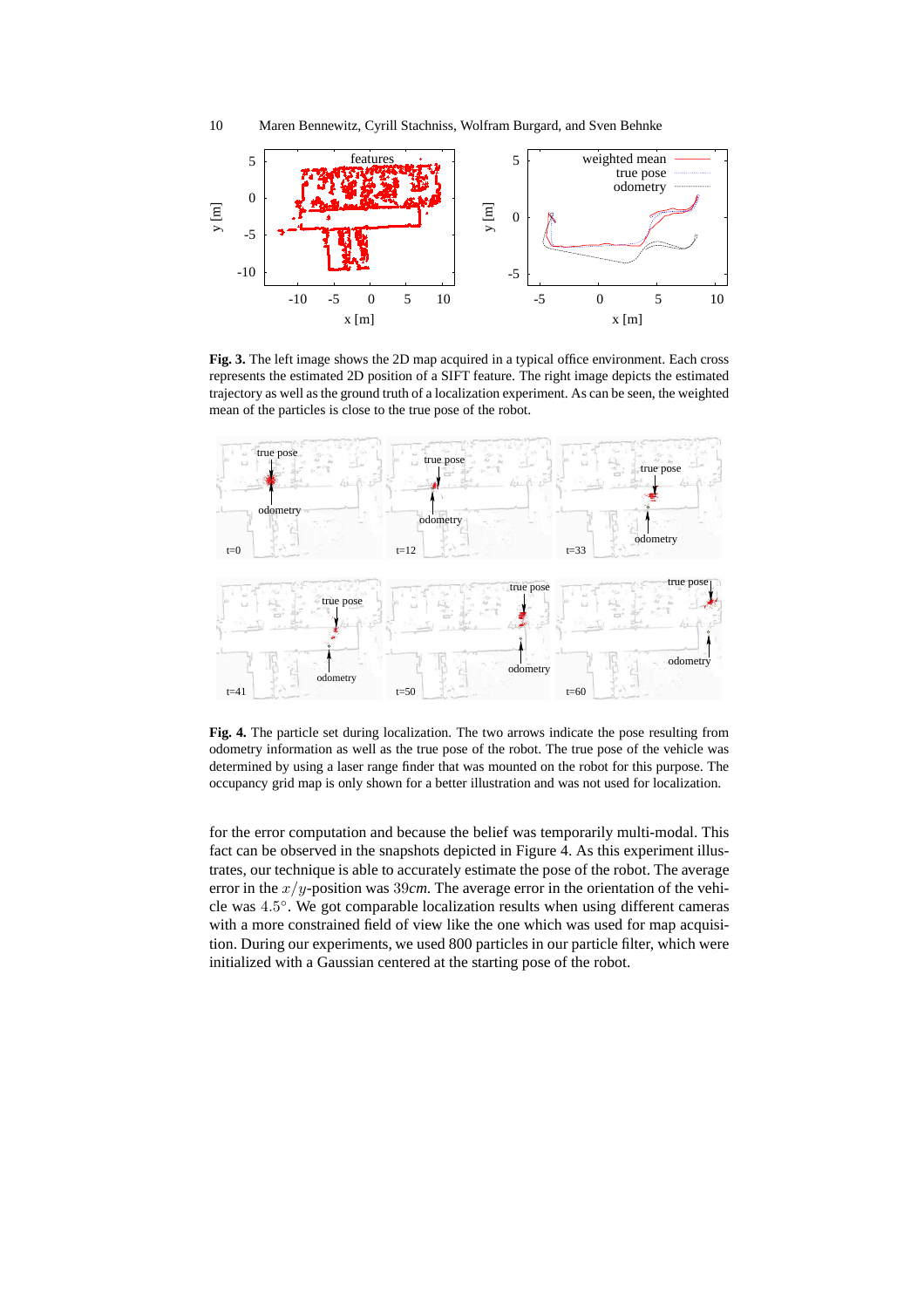**Fig. 3.** The left image shows the 2D map acquired in a typical office environment. Each cross represents the estimated 2D position of a SIFT feature. The right image depicts the estimated trajectory as well as the ground truth of a localization experiment. As can be seen, the weighted mean of the particles is close to the true pose of the robot.

**Fig. 4.** The particle set during localization. The two arrows indicate the pose resulting from odometry information as well as the true pose of the robot. The true pose of the vehicle was determined by using a laser range finder that was mounted on the robot for this purpose. The occupancy grid map is only shown for a better illustration and was not used for localization.

for the error computation and because the belief was temporarily multi-modal. This fact can be observed in the snapshots depicted in Figure 4. As this experiment illustrates, our technique is able to accurately estimate the pose of the robot. The average error in the $x/y$-position was $39cm$. The average error in the orientation of the vehicle was $4.5°$. We got comparable localization results when using different cameras with a more constrained field of view like the one which was used for map acquisition. During our experiments, we used 800 particles in our particle filter, which were initialized with a Gaussian centered at the starting pose of the robot.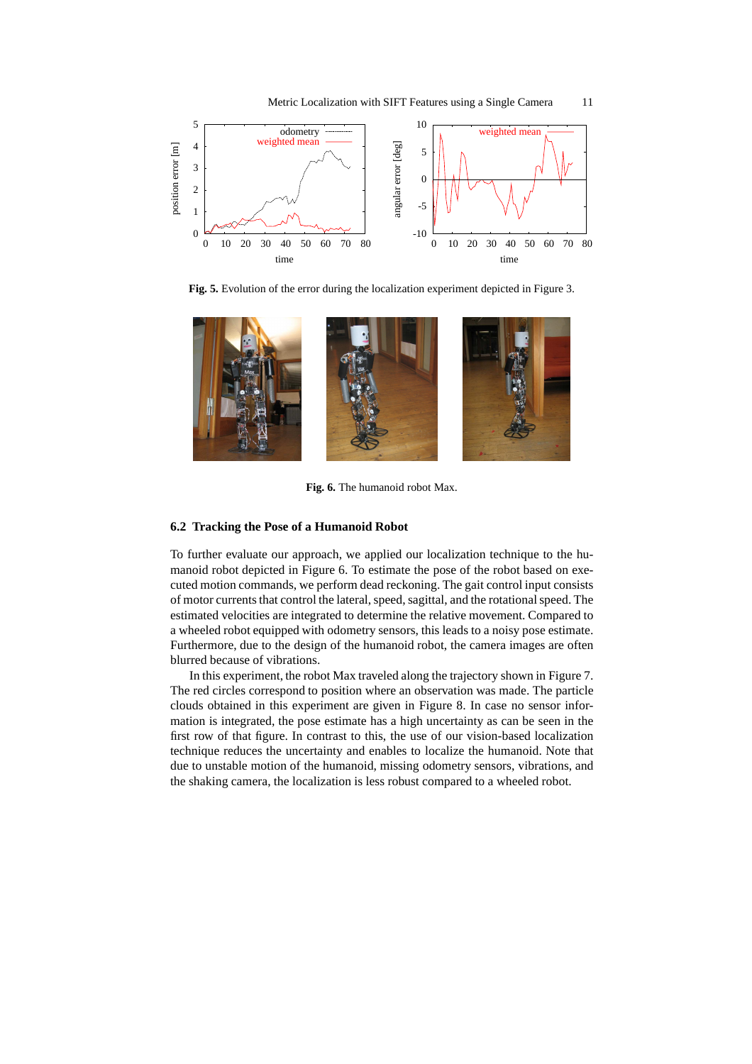Fig. 5. Evolution of the error during the localization experiment depicted in Figure 3.

Fig. 6. The humanoid robot Max.

### 6.2 Tracking the Pose of a Humanoid Robot

To further evaluate our approach, we applied our localization technique to the humanoid robot depicted in Figure 6. To estimate the pose of the robot based on executed motion commands, we perform dead reckoning. The gait control input consists of motor currents that control the lateral, speed, sagittal, and the rotational speed. The estimated velocities are integrated to determine the relative movement. Compared to a wheeled robot equipped with odometry sensors, this leads to a noisy pose estimate. Furthermore, due to the design of the humanoid robot, the camera images are often blurred because of vibrations.

In this experiment, the robot Max traveled along the trajectory shown in Figure 7. The red circles correspond to position where an observation was made. The particle clouds obtained in this experiment are given in Figure 8. In case no sensor information is integrated, the pose estimate has a high uncertainty as can be seen in the first row of that figure. In contrast to this, the use of our vision-based localization technique reduces the uncertainty and enables to localize the humanoid. Note that due to unstable motion of the humanoid, missing odometry sensors, vibrations, and the shaking camera, the localization is less robust compared to a wheeled robot.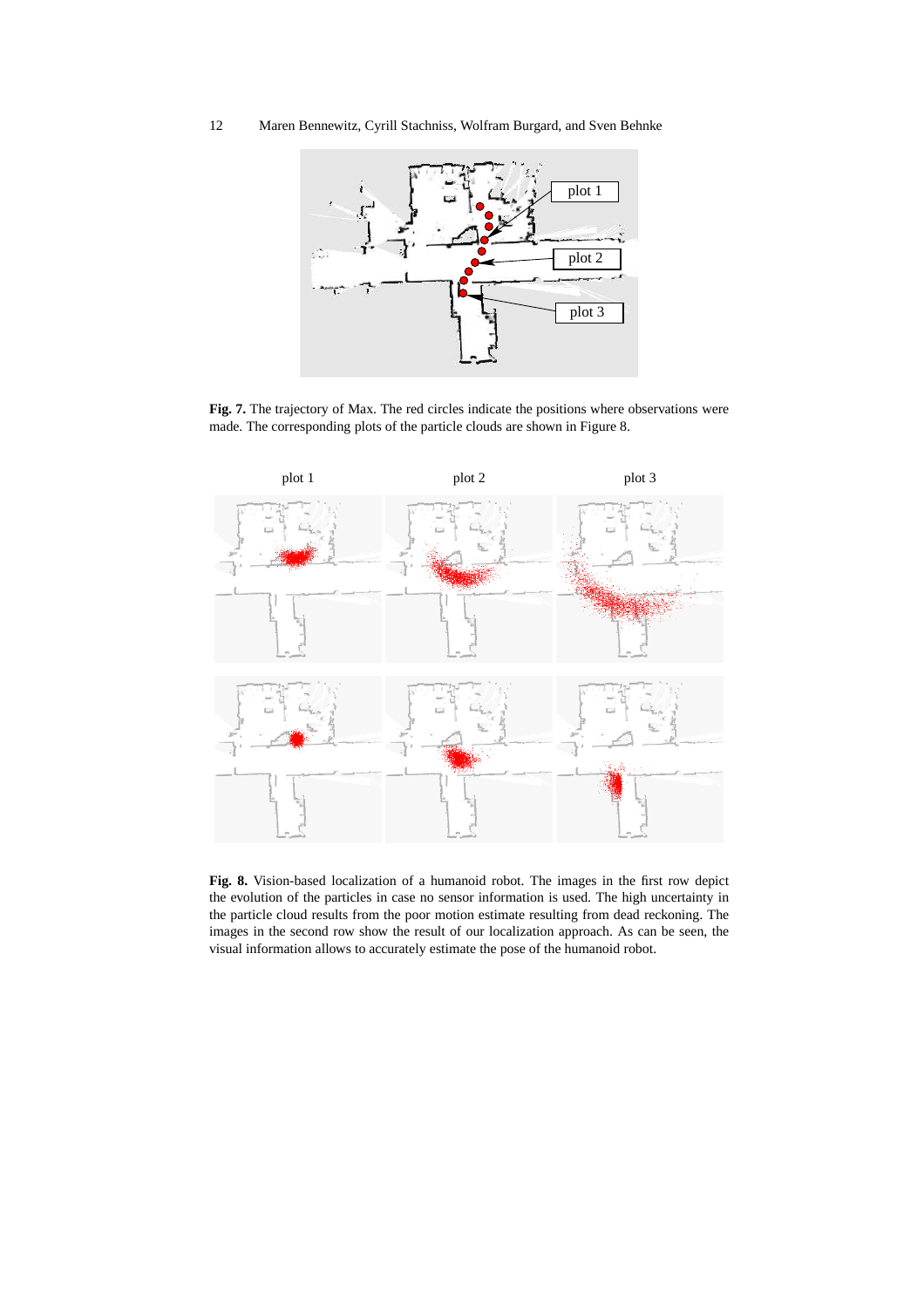**Fig. 7.** The trajectory of Max. The red circles indicate the positions where observations were made. The corresponding plots of the particle clouds are shown in Figure 8.

**Fig. 8.** Vision-based localization of a humanoid robot. The images in the first row depict the evolution of the particles in case no sensor information is used. The high uncertainty in the particle cloud results from the poor motion estimate resulting from dead reckoning. The images in the second row show the result of our localization approach. As can be seen, the visual information allows to accurately estimate the pose of the humanoid robot.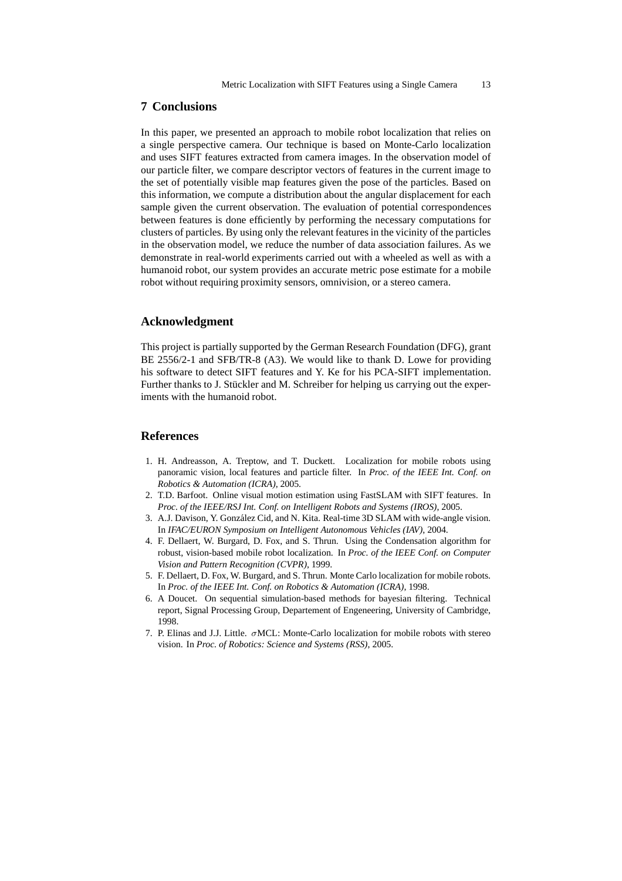## 7 Conclusions

In this paper, we presented an approach to mobile robot localization that relies on a single perspective camera. Our technique is based on Monte-Carlo localization and uses SIFT features extracted from camera images. In the observation model of our particle filter, we compare descriptor vectors of features in the current image to the set of potentially visible map features given the pose of the particles. Based on this information, we compute a distribution about the angular displacement for each sample given the current observation. The evaluation of potential correspondences between features is done efficiently by performing the necessary computations for clusters of particles. By using only the relevant features in the vicinity of the particles in the observation model, we reduce the number of data association failures. As we demonstrate in real-world experiments carried out with a wheeled as well as with a humanoid robot, our system provides an accurate metric pose estimate for a mobile robot without requiring proximity sensors, omnivision, or a stereo camera.

## Acknowledgment

This project is partially supported by the German Research Foundation (DFG), grant BE 2556/2-1 and SFB/TR-8 (A3). We would like to thank D. Lowe for providing his software to detect SIFT features and Y. Ke for his PCA-SIFT implementation. Further thanks to J. Stückler and M. Schreiber for helping us carrying out the experiments with the humanoid robot.

## References

1. H. Andreasson, A. Treptow, and T. Duckett. Localization for mobile robots using panoramic vision, local features and particle filter. In *Proc. of the IEEE Int. Conf. on Robotics & Automation (ICRA)*, 2005.
2. T.D. Barfoot. Online visual motion estimation using FastSLAM with SIFT features. In *Proc. of the IEEE/RSJ Int. Conf. on Intelligent Robots and Systems (IROS)*, 2005.
3. A.J. Davison, Y. González Cid, and N. Kita. Real-time 3D SLAM with wide-angle vision. In *IFAC/EURON Symposium on Intelligent Autonomous Vehicles (IAV)*, 2004.
4. F. Dellaert, W. Burgard, D. Fox, and S. Thrun. Using the Condensation algorithm for robust, vision-based mobile robot localization. In *Proc. of the IEEE Conf. on Computer Vision and Pattern Recognition (CVPR)*, 1999.
5. F. Dellaert, D. Fox, W. Burgard, and S. Thrun. Monte Carlo localization for mobile robots. In *Proc. of the IEEE Int. Conf. on Robotics & Automation (ICRA)*, 1998.
6. A Doucet. On sequential simulation-based methods for bayesian filtering. Technical report, Signal Processing Group, Departement of Engeneering, University of Cambridge, 1998.
7. P. Elinas and J.J. Little. $\sigma$MCL: Monte-Carlo localization for mobile robots with stereo vision. In *Proc. of Robotics: Science and Systems (RSS)*, 2005.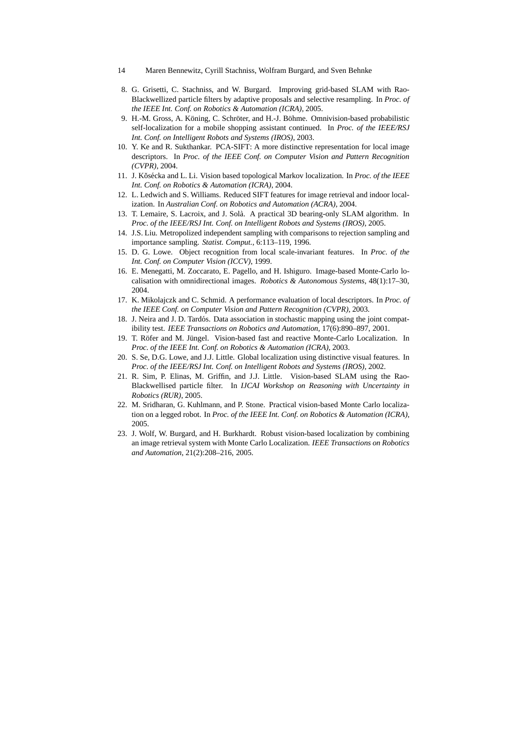8. G. Grisetti, C. Stachniss, and W. Burgard. Improving grid-based SLAM with Rao-Blackwellized particle filters by adaptive proposals and selective resampling. In *Proc. of the IEEE Int. Conf. on Robotics & Automation (ICRA)*, 2005.
9. H.-M. Gross, A. Köning, C. Schröter, and H.-J. Böhme. Omnivision-based probabilistic self-localization for a mobile shopping assistant continued. In *Proc. of the IEEE/RSJ Int. Conf. on Intelligent Robots and Systems (IROS)*, 2003.
10. Y. Ke and R. Sukthankar. PCA-SIFT: A more distinctive representation for local image descriptors. In *Proc. of the IEEE Conf. on Computer Vision and Pattern Recognition (CVPR)*, 2004.
11. J. Kǒsécka and L. Li. Vision based topological Markov localization. In *Proc. of the IEEE Int. Conf. on Robotics & Automation (ICRA)*, 2004.
12. L. Ledwich and S. Williams. Reduced SIFT features for image retrieval and indoor localization. In *Australian Conf. on Robotics and Automation (ACRA)*, 2004.
13. T. Lemaire, S. Lacroix, and J. Solà. A practical 3D bearing-only SLAM algorithm. In *Proc. of the IEEE/RSJ Int. Conf. on Intelligent Robots and Systems (IROS)*, 2005.
14. J.S. Liu. Metropolized independent sampling with comparisons to rejection sampling and importance sampling. *Statist. Comput.*, 6:113–119, 1996.
15. D. G. Lowe. Object recognition from local scale-invariant features. In *Proc. of the Int. Conf. on Computer Vision (ICCV)*, 1999.
16. E. Menegatti, M. Zoccarato, E. Pagello, and H. Ishiguro. Image-based Monte-Carlo localisation with omnidirectional images. *Robotics & Autonomous Systems*, 48(1):17–30, 2004.
17. K. Mikolajczk and C. Schmid. A performance evaluation of local descriptors. In *Proc. of the IEEE Conf. on Computer Vision and Pattern Recognition (CVPR)*, 2003.
18. J. Neira and J. D. Tardós. Data association in stochastic mapping using the joint compatibility test. *IEEE Transactions on Robotics and Automation*, 17(6):890–897, 2001.
19. T. Röfer and M. Jüngel. Vision-based fast and reactive Monte-Carlo Localization. In *Proc. of the IEEE Int. Conf. on Robotics & Automation (ICRA)*, 2003.
20. S. Se, D.G. Lowe, and J.J. Little. Global localization using distinctive visual features. In *Proc. of the IEEE/RSJ Int. Conf. on Intelligent Robots and Systems (IROS)*, 2002.
21. R. Sim, P. Elinas, M. Griffin, and J.J. Little. Vision-based SLAM using the Rao-Blackwellised particle filter. In *IJCAI Workshop on Reasoning with Uncertainty in Robotics (RUR)*, 2005.
22. M. Sridharan, G. Kuhlmann, and P. Stone. Practical vision-based Monte Carlo localization on a legged robot. In *Proc. of the IEEE Int. Conf. on Robotics & Automation (ICRA)*, 2005.
23. J. Wolf, W. Burgard, and H. Burkhardt. Robust vision-based localization by combining an image retrieval system with Monte Carlo Localization. *IEEE Transactions on Robotics and Automation*, 21(2):208–216, 2005.